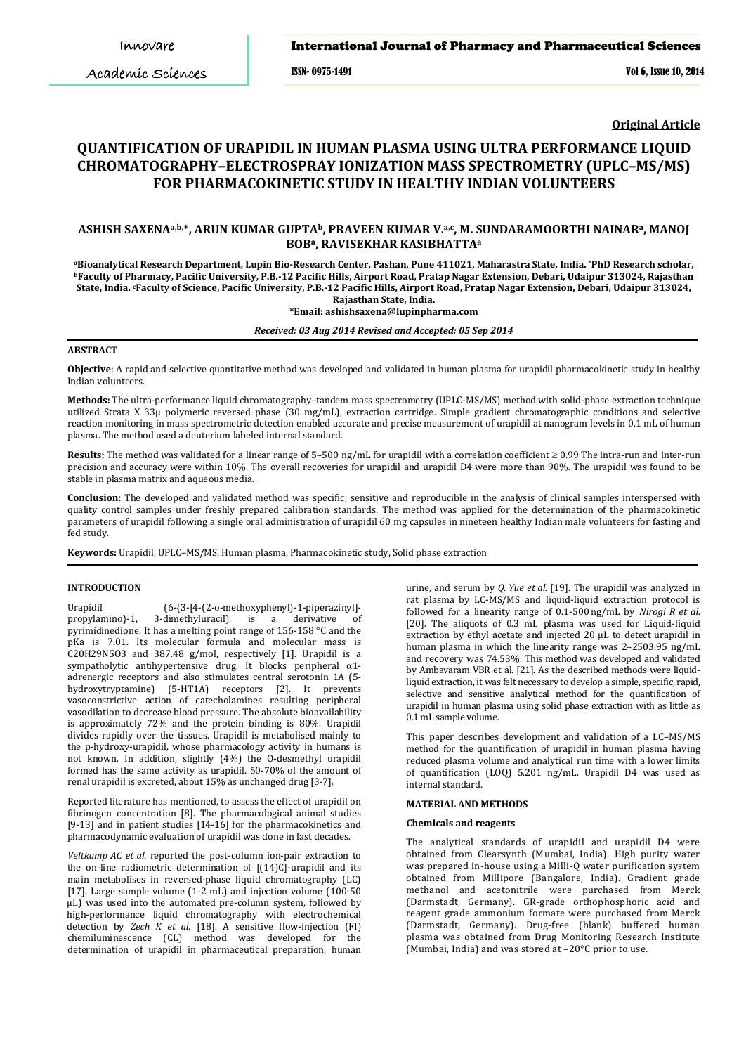**Original Article**

# QUANTIFICATION OF URAPIDIL IN HUMAN PLASMA USING ULTRA PERFORMANCE LIQUID CHROMATOGRAPHY–ELECTROSPRAY IONIZATION MASS SPECTROMETRY (UPLC–MS/MS) FOR PHARMACOKINETIC STUDY IN HEALTHY INDIAN VOLUNTEERS

**ASHISH SAXENA[a,b,*], ARUN KUMAR GUPTA[b], PRAVEEN KUMAR V.[a,c], M. SUNDARAMOORTHI NAINAR[a], MANOJ BOB[a], RAVISEKHAR KASIBHATTA[a]**

[a]Bioanalytical Research Department, Lupin Bio-Research Center, Pashan, Pune 411021, Maharastra State, India. *PhD Research scholar, [b]Faculty of Pharmacy, Pacific University, P.B.-12 Pacific Hills, Airport Road, Pratap Nagar Extension, Debari, Udaipur 313024, Rajasthan State, India. [c]Faculty of Science, Pacific University, P.B.-12 Pacific Hills, Airport Road, Pratap Nagar Extension, Debari, Udaipur 313024, Rajasthan State, India.
*Email: ashishsaxena@lupinpharma.com

*Received: 03 Aug 2014 Revised and Accepted: 05 Sep 2014*

## ABSTRACT

**Objective**: A rapid and selective quantitative method was developed and validated in human plasma for urapidil pharmacokinetic study in healthy Indian volunteers.

**Methods:** The ultra-performance liquid chromatography–tandem mass spectrometry (UPLC-MS/MS) method with solid-phase extraction technique utilized Strata X 33µ polymeric reversed phase (30 mg/mL), extraction cartridge. Simple gradient chromatographic conditions and selective reaction monitoring in mass spectrometric detection enabled accurate and precise measurement of urapidil at nanogram levels in 0.1 mL of human plasma. The method used a deuterium labeled internal standard.

**Results:** The method was validated for a linear range of 5–500 ng/mL for urapidil with a correlation coefficient ≥ 0.99 The intra-run and inter-run precision and accuracy were within 10%. The overall recoveries for urapidil and urapidil D4 were more than 90%. The urapidil was found to be stable in plasma matrix and aqueous media.

**Conclusion:** The developed and validated method was specific, sensitive and reproducible in the analysis of clinical samples interspersed with quality control samples under freshly prepared calibration standards. The method was applied for the determination of the pharmacokinetic parameters of urapidil following a single oral administration of urapidil 60 mg capsules in nineteen healthy Indian male volunteers for fasting and fed study.

**Keywords:** Urapidil, UPLC–MS/MS, Human plasma, Pharmacokinetic study, Solid phase extraction

## INTRODUCTION

Urapidil (6-{3-[4-(2-o-methoxyphenyl)-1-piperazinyl]-propylamino}-1, 3-dimethyluracil), is a derivative of pyrimidinedione. It has a melting point range of 156-158 °C and the pKa is 7.01. Its molecular formula and molecular mass is $C_{20}H_{29}N_5O_3$ and 387.48 g/mol, respectively [1]. Urapidil is a sympatholytic antihypertensive drug. It blocks peripheral α1-adrenergic receptors and also stimulates central serotonin 1A (5-hydroxytryptamine) (5-HT1A) receptors [2]. It prevents vasoconstrictive action of catecholamines resulting peripheral vasodilation to decrease blood pressure. The absolute bioavailability is approximately 72% and the protein binding is 80%. Urapidil divides rapidly over the tissues. Urapidil is metabolised mainly to the p-hydroxy-urapidil, whose pharmacology activity in humans is not known. In addition, slightly (4%) the O-desmethyl urapidil formed has the same activity as urapidil. 50-70% of the amount of renal urapidil is excreted, about 15% as unchanged drug [3-7].

Reported literature has mentioned, to assess the effect of urapidil on fibrinogen concentration [8]. The pharmacological animal studies [9-13] and in patient studies [14-16] for the pharmacokinetics and pharmacodynamic evaluation of urapidil was done in last decades.

*Veltkamp AC et al.* reported the post-column ion-pair extraction to the on-line radiometric determination of [(14)C]-urapidil and its main metabolises in reversed-phase liquid chromatography (LC) [17]. Large sample volume (1-2 mL) and injection volume (100-50 µL) was used into the automated pre-column system, followed by high-performance liquid chromatography with electrochemical detection by *Zech K et al.* [18]. A sensitive flow-injection (FI) chemiluminescence (CL) method was developed for the determination of urapidil in pharmaceutical preparation, human urine, and serum by *Q. Yue et al.* [19]. The urapidil was analyzed in rat plasma by LC-MS/MS and liquid-liquid extraction protocol is followed for a linearity range of 0.1-500 ng/mL by *Nirogi R et al.* [20]. The aliquots of 0.3 mL plasma was used for Liquid-liquid extraction by ethyl acetate and injected 20 µL to detect urapidil in human plasma in which the linearity range was 2–2503.95 ng/mL and recovery was 74.53%. This method was developed and validated by Ambavaram VBR et al. [21]. As the described methods were liquid-liquid extraction, it was felt necessary to develop a simple, specific, rapid, selective and sensitive analytical method for the quantification of urapidil in human plasma using solid phase extraction with as little as 0.1 mL sample volume.

This paper describes development and validation of a LC–MS/MS method for the quantification of urapidil in human plasma having reduced plasma volume and analytical run time with a lower limits of quantification (LOQ) 5.201 ng/mL. Urapidil D4 was used as internal standard.

## MATERIAL AND METHODS

### Chemicals and reagents

The analytical standards of urapidil and urapidil D4 were obtained from Clearsynth (Mumbai, India). High purity water was prepared in-house using a Milli-Q water purification system obtained from Millipore (Bangalore, India). Gradient grade methanol and acetonitrile were purchased from Merck (Darmstadt, Germany). GR-grade orthophosphoric acid and reagent grade ammonium formate were purchased from Merck (Darmstadt, Germany). Drug-free (blank) buffered human plasma was obtained from Drug Monitoring Research Institute (Mumbai, India) and was stored at –20°C prior to use.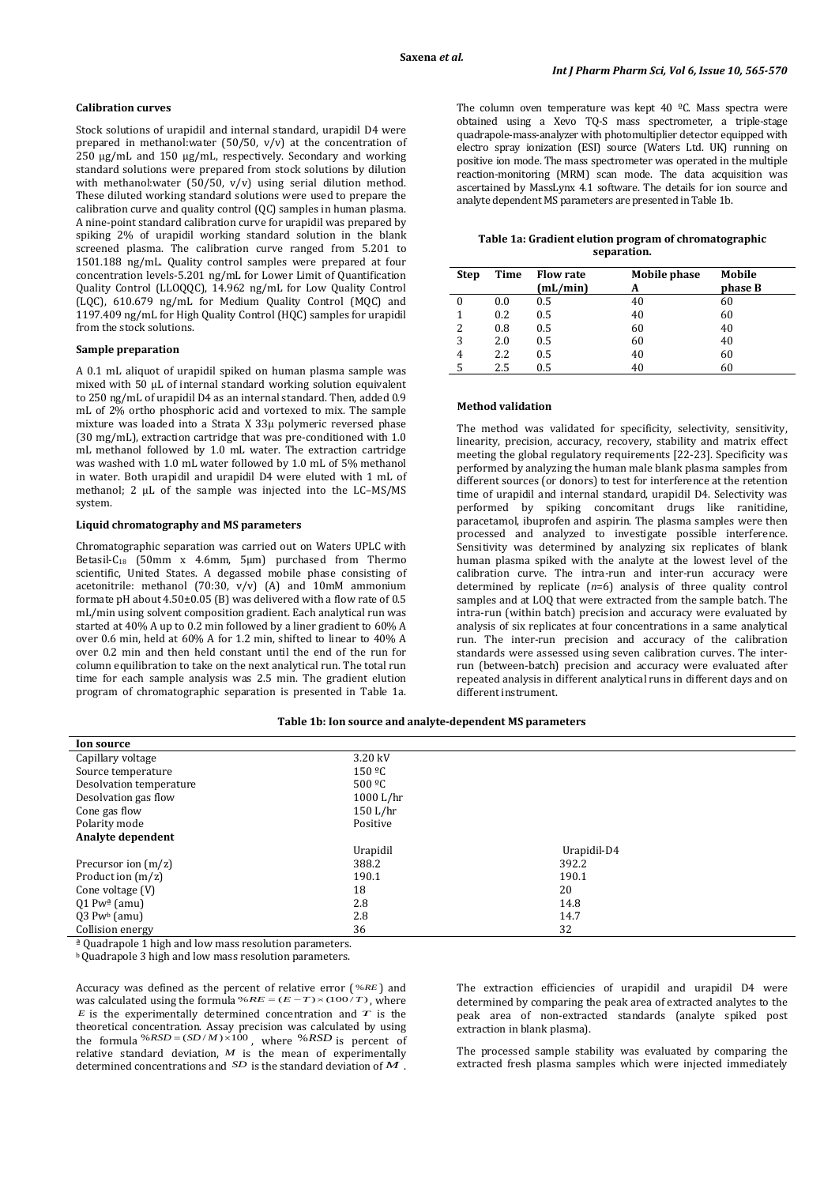### Calibration curves

Stock solutions of urapidil and internal standard, urapidil D4 were prepared in methanol:water (50/50, v/v) at the concentration of 250 µg/mL and 150 µg/mL, respectively. Secondary and working standard solutions were prepared from stock solutions by dilution with methanol:water (50/50, v/v) using serial dilution method. These diluted working standard solutions were used to prepare the calibration curve and quality control (QC) samples in human plasma. A nine-point standard calibration curve for urapidil was prepared by spiking 2% of urapidil working standard solution in the blank screened plasma. The calibration curve ranged from 5.201 to 1501.188 ng/mL. Quality control samples were prepared at four concentration levels-5.201 ng/mL for Lower Limit of Quantification Quality Control (LLOQQC), 14.962 ng/mL for Low Quality Control (LQC), 610.679 ng/mL for Medium Quality Control (MQC) and 1197.409 ng/mL for High Quality Control (HQC) samples for urapidil from the stock solutions.

### Sample preparation

A 0.1 mL aliquot of urapidil spiked on human plasma sample was mixed with 50 µL of internal standard working solution equivalent to 250 ng/mL of urapidil D4 as an internal standard. Then, added 0.9 mL of 2% ortho phosphoric acid and vortexed to mix. The sample mixture was loaded into a Strata X 33µ polymeric reversed phase (30 mg/mL), extraction cartridge that was pre-conditioned with 1.0 mL methanol followed by 1.0 mL water. The extraction cartridge was washed with 1.0 mL water followed by 1.0 mL of 5% methanol in water. Both urapidil and urapidil D4 were eluted with 1 mL of methanol; 2 µL of the sample was injected into the LC–MS/MS system.

### Liquid chromatography and MS parameters

Chromatographic separation was carried out on Waters UPLC with Betasil-$C_{18}$ (50mm x 4.6mm, 5µm) purchased from Thermo scientific, United States. A degassed mobile phase consisting of acetonitrile: methanol (70:30, v/v) (A) and 10mM ammonium formate pH about 4.50±0.05 (B) was delivered with a flow rate of 0.5 mL/min using solvent composition gradient. Each analytical run was started at 40% A up to 0.2 min followed by a liner gradient to 60% A over 0.6 min, held at 60% A for 1.2 min, shifted to linear to 40% A over 0.2 min and then held constant until the end of the run for column equilibration to take on the next analytical run. The total run time for each sample analysis was 2.5 min. The gradient elution program of chromatographic separation is presented in Table 1a.

The column oven temperature was kept 40 ºC. Mass spectra were obtained using a Xevo TQ-S mass spectrometer, a triple-stage quadrapole-mass-analyzer with photomultiplier detector equipped with electro spray ionization (ESI) source (Waters Ltd. UK) running on positive ion mode. The mass spectrometer was operated in the multiple reaction-monitoring (MRM) scan mode. The data acquisition was ascertained by MassLynx 4.1 software. The details for ion source and analyte dependent MS parameters are presented in Table 1b.

**Table 1a: Gradient elution program of chromatographic separation.**

| Step | Time | Flow rate (mL/min) | Mobile phase A | Mobile phase B |
|---|---|---|---|---|
| 0 | 0.0 | 0.5 | 40 | 60 |
| 1 | 0.2 | 0.5 | 40 | 60 |
| 2 | 0.8 | 0.5 | 60 | 40 |
| 3 | 2.0 | 0.5 | 60 | 40 |
| 4 | 2.2 | 0.5 | 40 | 60 |
| 5 | 2.5 | 0.5 | 40 | 60 |

### Method validation

The method was validated for specificity, selectivity, sensitivity, linearity, precision, accuracy, recovery, stability and matrix effect meeting the global regulatory requirements [22-23]. Specificity was performed by analyzing the human male blank plasma samples from different sources (or donors) to test for interference at the retention time of urapidil and internal standard, urapidil D4. Selectivity was performed by spiking concomitant drugs like ranitidine, paracetamol, ibuprofen and aspirin. The plasma samples were then processed and analyzed to investigate possible interference. Sensitivity was determined by analyzing six replicates of blank human plasma spiked with the analyte at the lowest level of the calibration curve. The intra-run and inter-run accuracy were determined by replicate (*n*=6) analysis of three quality control samples and at LOQ that were extracted from the sample batch. The intra-run (within batch) precision and accuracy were evaluated by analysis of six replicates at four concentrations in a same analytical run. The inter-run precision and accuracy of the calibration standards were assessed using seven calibration curves. The inter-run (between-batch) precision and accuracy were evaluated after repeated analysis in different analytical runs in different days and on different instrument.

**Table 1b: Ion source and analyte-dependent MS parameters**

| **Ion source** | | |
|---|---|---|
| Capillary voltage | 3.20 kV | |
| Source temperature | 150 ºC | |
| Desolvation temperature | 500 ºC | |
| Desolvation gas flow | 1000 L/hr | |
| Cone gas flow | 150 L/hr | |
| Polarity mode | Positive | |
| **Analyte dependent** | | |
| | Urapidil | Urapidil-D4 |
| Precursor ion (m/z) | 388.2 | 392.2 |
| Product ion (m/z) | 190.1 | 190.1 |
| Cone voltage (V) | 18 | 20 |
| Q1 Pw[a] (amu) | 2.8 | 14.8 |
| Q3 Pw[b] (amu) | 2.8 | 14.7 |
| Collision energy | 36 | 32 |

[a] Quadrapole 1 high and low mass resolution parameters.

[b] Quadrapole 3 high and low mass resolution parameters.

Accuracy was defined as the percent of relative error ($\%RE$) and was calculated using the formula $\%RE = (E - T) \times (100/T)$, where $E$ is the experimentally determined concentration and $T$ is the theoretical concentration. Assay precision was calculated by using the formula $\%RSD = (SD/M) \times 100$, where $\%RSD$ is percent of relative standard deviation, $M$ is the mean of experimentally determined concentrations and $SD$ is the standard deviation of $M$.

The extraction efficiencies of urapidil and urapidil D4 were determined by comparing the peak area of extracted analytes to the peak area of non-extracted standards (analyte spiked post extraction in blank plasma).

The processed sample stability was evaluated by comparing the extracted fresh plasma samples which were injected immediately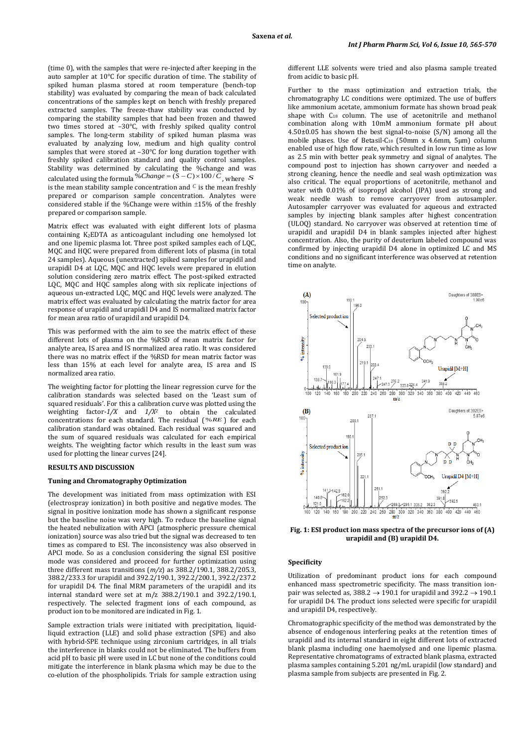(time 0), with the samples that were re-injected after keeping in the auto sampler at 10°C for specific duration of time. The stability of spiked human plasma stored at room temperature (bench-top stability) was evaluated by comparing the mean of back calculated concentrations of the samples kept on bench with freshly prepared extracted samples. The freeze-thaw stability was conducted by comparing the stability samples that had been frozen and thawed two times stored at –30°C, with freshly spiked quality control samples. The long-term stability of spiked human plasma was evaluated by analyzing low, medium and high quality control samples that were stored at –30°C for long duration together with freshly spiked calibration standard and quality control samples. Stability was determined by calculating the %change and was calculated using the formula $\%Change = (S - C) \times 100 / C$, where $S$ is the mean stability sample concentration and $C$ is the mean freshly prepared or comparison sample concentration. Analytes were considered stable if the %Change were within ±15% of the freshly prepared or comparison sample.

Matrix effect was evaluated with eight different lots of plasma containing $K_2EDTA$ as anticoagulant including one hemolysed lot and one lipemic plasma lot. Three post spiked samples each of LQC, MQC and HQC were prepared from different lots of plasma (in total 24 samples). Aqueous (unextracted) spiked samples for urapidil and urapidil D4 at LQC, MQC and HQC levels were prepared in elution solution considering zero matrix effect. The post-spiked extracted LQC, MQC and HQC samples along with six replicate injections of aqueous un-extracted LQC, MQC and HQC levels were analyzed. The matrix effect was evaluated by calculating the matrix factor for area response of urapidil and urapidil D4 and IS normalized matrix factor for mean area ratio of urapidil and urapidil D4.

This was performed with the aim to see the matrix effect of these different lots of plasma on the %RSD of mean matrix factor for analyte area, IS area and IS normalized area ratio. It was considered there was no matrix effect if the %RSD for mean matrix factor was less than 15% at each level for analyte area, IS area and IS normalized area ratio.

The weighting factor for plotting the linear regression curve for the calibration standards was selected based on the 'Least sum of squared residuals'. For this a calibration curve was plotted using the weighting factor-$1/X$ and $1/X^2$ to obtain the calculated concentrations for each standard. The residual ($\%RE$) for each calibration standard was obtained. Each residual was squared and the sum of squared residuals was calculated for each empirical weights. The weighting factor which results in the least sum was used for plotting the linear curves [24].

## RESULTS AND DISCUSSION

### Tuning and Chromatography Optimization

The development was initiated from mass optimization with ESI (electrospray ionization) in both positive and negative modes. The signal in positive ionization mode has shown a significant response but the baseline noise was very high. To reduce the baseline signal the heated nebulization with APCI (atmospheric pressure chemical ionization) source was also tried but the signal was decreased to ten times as compared to ESI. The inconsistency was also observed in APCI mode. So as a conclusion considering the signal ESI positive mode was considered and proceed for further optimization using three different mass transitions (*m/z*) as 388.2/190.1, 388.2/205.3, 388.2/233.3 for urapidil and 392.2/190.1, 392.2/200.1, 392.2/237.2 for urapidil D4. The final MRM parameters of the urapidil and its internal standard were set at m/z 388.2/190.1 and 392.2/190.1, respectively. The selected fragment ions of each compound, as product ion to be monitored are indicated in Fig. 1.

Sample extraction trials were initiated with precipitation, liquid-liquid extraction (LLE) and solid phase extraction (SPE) and also with hybrid-SPE technique using zirconium cartridges, in all trials the interference in blanks could not be eliminated. The buffers from acid pH to basic pH were used in LC but none of the conditions could mitigate the interference in blank plasma which may be due to the co-elution of the phospholipids. Trials for sample extraction using different LLE solvents were tried and also plasma sample treated from acidic to basic pH.

Further to the mass optimization and extraction trials, the chromatography LC conditions were optimized. The use of buffers like ammonium acetate, ammonium formate has shown broad peak shape with $C_{18}$ column. The use of acetonitrile and methanol combination along with 10mM ammonium formate pH about 4.50±0.05 has shown the best signal-to-noise (S/N) among all the mobile phases. Use of Betasil-$C_{18}$ (50mm x 4.6mm, 5µm) column enabled use of high flow rate, which resulted in low run time as low as 2.5 min with better peak symmetry and signal of analytes. The compound post to injection has shown carryover and needed a strong cleaning, hence the needle and seal wash optimization was also critical. The equal proportions of acetonitrile, methanol and water with 0.01% of isopropyl alcohol (IPA) used as strong and weak needle wash to remove carryover from autosampler. Autosampler carryover was evaluated for aqueous and extracted samples by injecting blank samples after highest concentration (ULOQ) standard. No carryover was observed at retention time of urapidil and urapidil D4 in blank samples injected after highest concentration. Also, the purity of deuterium labeled compound was confirmed by injecting urapidil D4 alone in optimized LC and MS conditions and no significant interference was observed at retention time on analyte.

**Fig. 1: ESI product ion mass spectra of the precursor ions of (A) urapidil and (B) urapidil D4.**

### Specificity

Utilization of predominant product ions for each compound enhanced mass spectrometric specificity. The mass transition ion-pair was selected as, 388.2 → 190.1 for urapidil and 392.2 → 190.1 for urapidil D4. The product ions selected were specific for urapidil and urapidil D4, respectively.

Chromatographic specificity of the method was demonstrated by the absence of endogenous interfering peaks at the retention times of urapidil and its internal standard in eight different lots of extracted blank plasma including one haemolysed and one lipemic plasma. Representative chromatograms of extracted blank plasma, extracted plasma samples containing 5.201 ng/mL urapidil (low standard) and plasma sample from subjects are presented in Fig. 2.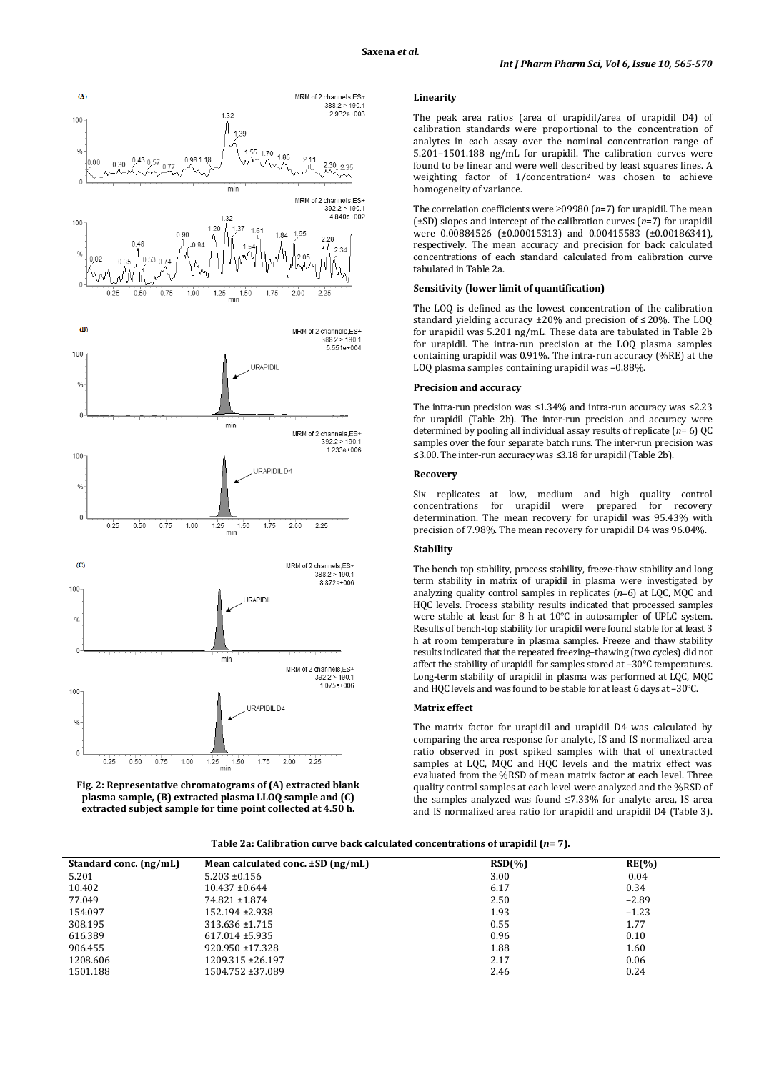Fig. 2: Representative chromatograms of (A) extracted blank plasma sample, (B) extracted plasma LLOQ sample and (C) extracted subject sample for time point collected at 4.50 h.

#### Linearity

The peak area ratios (area of urapidil/area of urapidil D4) of calibration standards were proportional to the concentration of analytes in each assay over the nominal concentration range of 5.201–1501.188 ng/mL for urapidil. The calibration curves were found to be linear and were well described by least squares lines. A weighting factor of 1/concentration$^2$ was chosen to achieve homogeneity of variance.

The correlation coefficients were ≥09980 ($n$=7) for urapidil. The mean (±SD) slopes and intercept of the calibration curves ($n$=7) for urapidil were 0.00884526 (±0.00015313) and 0.00415583 (±0.00186341), respectively. The mean accuracy and precision for back calculated concentrations of each standard calculated from calibration curve tabulated in Table 2a.

#### Sensitivity (lower limit of quantification)

The LOQ is defined as the lowest concentration of the calibration standard yielding accuracy ±20% and precision of ≤ 20%. The LOQ for urapidil was 5.201 ng/mL. These data are tabulated in Table 2b for urapidil. The intra-run precision at the LOQ plasma samples containing urapidil was 0.91%. The intra-run accuracy (%RE) at the LOQ plasma samples containing urapidil was –0.88%.

#### Precision and accuracy

The intra-run precision was ≤1.34% and intra-run accuracy was ≤2.23 for urapidil (Table 2b). The inter-run precision and accuracy were determined by pooling all individual assay results of replicate ($n$= 6) QC samples over the four separate batch runs. The inter-run precision was ≤3.00. The inter-run accuracy was ≤3.18 for urapidil (Table 2b).

#### Recovery

Six replicates at low, medium and high quality control concentrations for urapidil were prepared for recovery determination. The mean recovery for urapidil was 95.43% with precision of 7.98%. The mean recovery for urapidil D4 was 96.04%.

#### Stability

The bench top stability, process stability, freeze-thaw stability and long term stability in matrix of urapidil in plasma were investigated by analyzing quality control samples in replicates ($n$=6) at LQC, MQC and HQC levels. Process stability results indicated that processed samples were stable at least for 8 h at 10°C in autosampler of UPLC system. Results of bench-top stability for urapidil were found stable for at least 3 h at room temperature in plasma samples. Freeze and thaw stability results indicated that the repeated freezing–thawing (two cycles) did not affect the stability of urapidil for samples stored at –30°C temperatures. Long-term stability of urapidil in plasma was performed at LQC, MQC and HQC levels and was found to be stable for at least 6 days at –30°C.

#### Matrix effect

The matrix factor for urapidil and urapidil D4 was calculated by comparing the area response for analyte, IS and IS normalized area ratio observed in post spiked samples with that of unextracted samples at LQC, MQC and HQC levels and the matrix effect was evaluated from the %RSD of mean matrix factor at each level. Three quality control samples at each level were analyzed and the %RSD of the samples analyzed was found ≤7.33% for analyte area, IS area and IS normalized area ratio for urapidil and urapidil D4 (Table 3).

**Table 2a: Calibration curve back calculated concentrations of urapidil ($n$= 7).**

| Standard conc. (ng/mL) | Mean calculated conc. ±SD (ng/mL) | RSD(%) | RE(%) |
|---|---|---|---|
| 5.201 | 5.203 ±0.156 | 3.00 | 0.04 |
| 10.402 | 10.437 ±0.644 | 6.17 | 0.34 |
| 77.049 | 74.821 ±1.874 | 2.50 | –2.89 |
| 154.097 | 152.194 ±2.938 | 1.93 | –1.23 |
| 308.195 | 313.636 ±1.715 | 0.55 | 1.77 |
| 616.389 | 617.014 ±5.935 | 0.96 | 0.10 |
| 906.455 | 920.950 ±17.328 | 1.88 | 1.60 |
| 1208.606 | 1209.315 ±26.197 | 2.17 | 0.06 |
| 1501.188 | 1504.752 ±37.089 | 2.46 | 0.24 |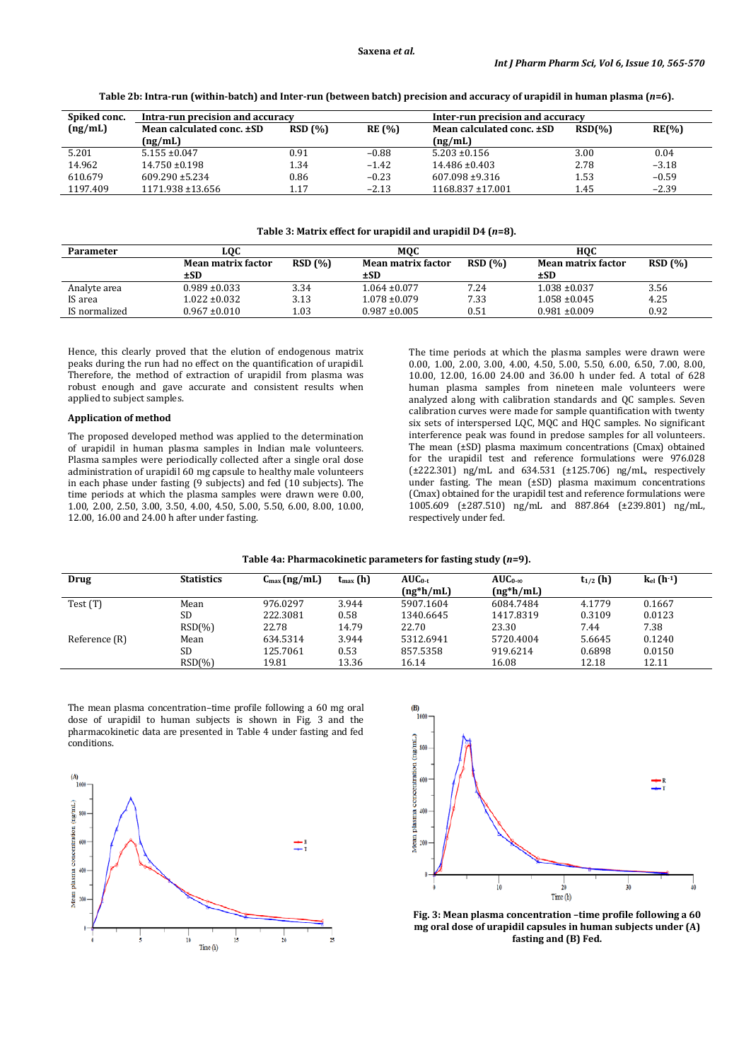**Table 2b: Intra-run (within-batch) and Inter-run (between batch) precision and accuracy of urapidil in human plasma ($n$=6).**

| Spiked conc. (ng/mL) | Intra-run precision and accuracy | | | Inter-run precision and accuracy | | |
|---|---|---|---|---|---|---|
| | Mean calculated conc. ±SD (ng/mL) | RSD (%) | RE (%) | Mean calculated conc. ±SD (ng/mL) | RSD(%) | RE(%) |
| 5.201 | 5.155 ±0.047 | 0.91 | −0.88 | 5.203 ±0.156 | 3.00 | 0.04 |
| 14.962 | 14.750 ±0.198 | 1.34 | −1.42 | 14.486 ±0.403 | 2.78 | −3.18 |
| 610.679 | 609.290 ±5.234 | 0.86 | −0.23 | 607.098 ±9.316 | 1.53 | −0.59 |
| 1197.409 | 1171.938 ±13.656 | 1.17 | −2.13 | 1168.837 ±17.001 | 1.45 | −2.39 |

**Table 3: Matrix effect for urapidil and urapidil D4 ($n$=8).**

| Parameter | LQC | | MQC | | HQC | |
|---|---|---|---|---|---|---|
| | Mean matrix factor ±SD | RSD (%) | Mean matrix factor ±SD | RSD (%) | Mean matrix factor ±SD | RSD (%) |
| Analyte area | 0.989 ±0.033 | 3.34 | 1.064 ±0.077 | 7.24 | 1.038 ±0.037 | 3.56 |
| IS area | 1.022 ±0.032 | 3.13 | 1.078 ±0.079 | 7.33 | 1.058 ±0.045 | 4.25 |
| IS normalized | 0.967 ±0.010 | 1.03 | 0.987 ±0.005 | 0.51 | 0.981 ±0.009 | 0.92 |

Hence, this clearly proved that the elution of endogenous matrix peaks during the run had no effect on the quantification of urapidil. Therefore, the method of extraction of urapidil from plasma was robust enough and gave accurate and consistent results when applied to subject samples.

### Application of method

The proposed developed method was applied to the determination of urapidil in human plasma samples in Indian male volunteers. Plasma samples were periodically collected after a single oral dose administration of urapidil 60 mg capsule to healthy male volunteers in each phase under fasting (9 subjects) and fed (10 subjects). The time periods at which the plasma samples were drawn were 0.00, 1.00, 2.00, 2.50, 3.00, 3.50, 4.00, 4.50, 5.00, 5.50, 6.00, 8.00, 10.00, 12.00, 16.00 and 24.00 h after under fasting.

The time periods at which the plasma samples were drawn were 0.00, 1.00, 2.00, 3.00, 4.00, 4.50, 5.00, 5.50, 6.00, 6.50, 7.00, 8.00, 10.00, 12.00, 16.00 24.00 and 36.00 h under fed. A total of 628 human plasma samples from nineteen male volunteers were analyzed along with calibration standards and QC samples. Seven calibration curves were made for sample quantification with twenty six sets of interspersed LQC, MQC and HQC samples. No significant interference peak was found in predose samples for all volunteers. The mean (±SD) plasma maximum concentrations (Cmax) obtained for the urapidil test and reference formulations were 976.028 (±222.301) ng/mL and 634.531 (±125.706) ng/mL, respectively under fasting. The mean (±SD) plasma maximum concentrations (Cmax) obtained for the urapidil test and reference formulations were 1005.609 (±287.510) ng/mL and 887.864 (±239.801) ng/mL, respectively under fed.

**Table 4a: Pharmacokinetic parameters for fasting study ($n$=9).**

| Drug | Statistics | $C_{max}$ (ng/mL) | $t_{max}$ (h) | $AUC_{0-t}$ (ng*h/mL) | $AUC_{0-\infty}$ (ng*h/mL) | $t_{1/2}$ (h) | $k_{el}$ ($h^{-1}$) |
|---|---|---|---|---|---|---|---|
| Test (T) | Mean | 976.0297 | 3.944 | 5907.1604 | 6084.7484 | 4.1779 | 0.1667 |
| | SD | 222.3081 | 0.58 | 1340.6645 | 1417.8319 | 0.3109 | 0.0123 |
| | RSD(%) | 22.78 | 14.79 | 22.70 | 23.30 | 7.44 | 7.38 |
| Reference (R) | Mean | 634.5314 | 3.944 | 5312.6941 | 5720.4004 | 5.6645 | 0.1240 |
| | SD | 125.7061 | 0.53 | 857.5358 | 919.6214 | 0.6898 | 0.0150 |
| | RSD(%) | 19.81 | 13.36 | 16.14 | 16.08 | 12.18 | 12.11 |

The mean plasma concentration–time profile following a 60 mg oral dose of urapidil to human subjects is shown in Fig. 3 and the pharmacokinetic data are presented in Table 4 under fasting and fed conditions.

**Fig. 3: Mean plasma concentration –time profile following a 60 mg oral dose of urapidil capsules in human subjects under (A) fasting and (B) Fed.**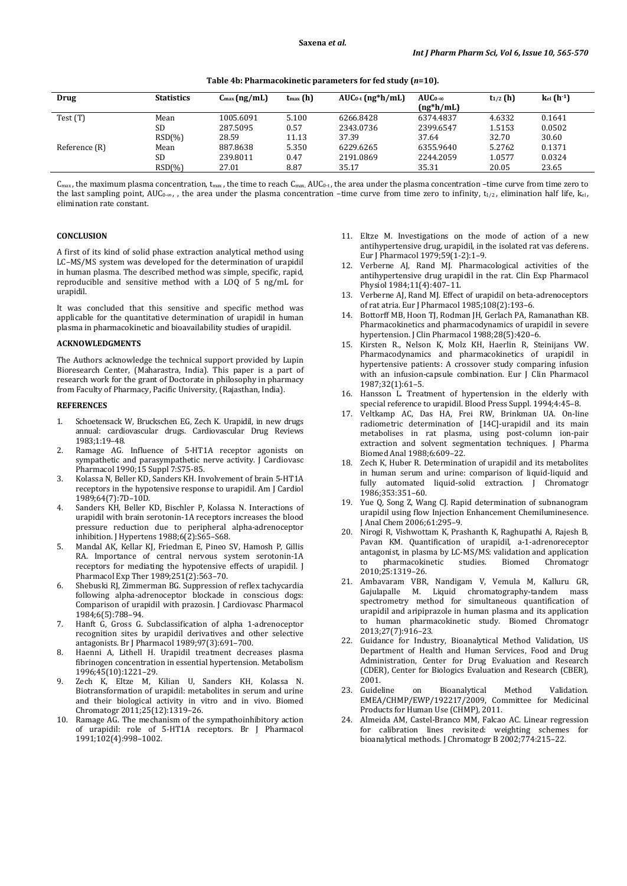**Table 4b: Pharmacokinetic parameters for fed study ($n$=10).**

| Drug | Statistics | $C_{max}$ (ng/mL) | $t_{max}$ (h) | $AUC_{0-t}$ (ng*h/mL) | $AUC_{0-\infty}$ (ng*h/mL) | $t_{1/2}$ (h) | $k_{el}$ ($h^{-1}$) |
|---|---|---|---|---|---|---|---|
| Test (T) | Mean | 1005.6091 | 5.100 | 6266.8428 | 6374.4837 | 4.6332 | 0.1641 |
| | SD | 287.5095 | 0.57 | 2343.0736 | 2399.6547 | 1.5153 | 0.0502 |
| | RSD(%) | 28.59 | 11.13 | 37.39 | 37.64 | 32.70 | 30.60 |
| Reference (R) | Mean | 887.8638 | 5.350 | 6229.6265 | 6355.9640 | 5.2762 | 0.1371 |
| | SD | 239.8011 | 0.47 | 2191.0869 | 2244.2059 | 1.0577 | 0.0324 |
| | RSD(%) | 27.01 | 8.87 | 35.17 | 35.31 | 20.05 | 23.65 |

$C_{max}$, the maximum plasma concentration, $t_{max}$, the time to reach $C_{max}$, $AUC_{0-t}$, the area under the plasma concentration –time curve from time zero to the last sampling point, $AUC_{0-\infty}$, , the area under the plasma concentration –time curve from time zero to infinity, $t_{1/2}$, elimination half life, $k_{el}$, elimination rate constant.

## CONCLUSION

A first of its kind of solid phase extraction analytical method using LC–MS/MS system was developed for the determination of urapidil in human plasma. The described method was simple, specific, rapid, reproducible and sensitive method with a LOQ of 5 ng/mL for urapidil.

It was concluded that this sensitive and specific method was applicable for the quantitative determination of urapidil in human plasma in pharmacokinetic and bioavailability studies of urapidil.

## ACKNOWLEDGMENTS

The Authors acknowledge the technical support provided by Lupin Bioresearch Center, (Maharastra, India). This paper is a part of research work for the grant of Doctorate in philosophy in pharmacy from Faculty of Pharmacy, Pacific University, (Rajasthan, India).

## REFERENCES

1. Schoetensack W, Bruckschen EG, Zech K. Urapidil, in new drugs annual: cardiovascular drugs. Cardiovascular Drug Reviews 1983;1:19–48.
2. Ramage AG. Influence of 5-HT1A receptor agonists on sympathetic and parasympathetic nerve activity. J Cardiovasc Pharmacol 1990;15 Suppl 7:S75-85.
3. Kolassa N, Beller KD, Sanders KH. Involvement of brain 5-HT1A receptors in the hypotensive response to urapidil. Am J Cardiol 1989;64(7):7D–10D.
4. Sanders KH, Beller KD, Bischler P, Kolassa N. Interactions of urapidil with brain serotonin-1A receptors increases the blood pressure reduction due to peripheral alpha-adrenoceptor inhibition. J Hypertens 1988;6(2):S65–S68.
5. Mandal AK, Kellar KJ, Friedman E, Pineo SV, Hamosh P, Gillis RA. Importance of central nervous system serotonin-1A receptors for mediating the hypotensive effects of urapidil. J Pharmacol Exp Ther 1989;251(2):563–70.
6. Shebuski RJ, Zimmerman BG. Suppression of reflex tachycardia following alpha-adrenoceptor blockade in conscious dogs: Comparison of urapidil with prazosin. J Cardiovasc Pharmacol 1984;6(5):788–94.
7. Hanft G, Gross G. Subclassification of alpha 1-adrenoceptor recognition sites by urapidil derivatives and other selective antagonists. Br J Pharmacol 1989;97(3):691–700.
8. Haenni A, Lithell H. Urapidil treatment decreases plasma fibrinogen concentration in essential hypertension. Metabolism 1996;45(10):1221–29.
9. Zech K, Eltze M, Kilian U, Sanders KH, Kolassa N. Biotransformation of urapidil: metabolites in serum and urine and their biological activity in vitro and in vivo. Biomed Chromatogr 2011;25(12):1319–26.
10. Ramage AG. The mechanism of the sympathoinhibitory action of urapidil: role of 5-HT1A receptors. Br J Pharmacol 1991;102(4):998–1002.
11. Eltze M. Investigations on the mode of action of a new antihypertensive drug, urapidil, in the isolated rat vas deferens. Eur J Pharmacol 1979;59(1-2):1–9.
12. Verberne AJ, Rand MJ. Pharmacological activities of the antihypertensive drug urapidil in the rat. Clin Exp Pharmacol Physiol 1984;11(4):407–11.
13. Verberne AJ, Rand MJ. Effect of urapidil on beta-adrenoceptors of rat atria. Eur J Pharmacol 1985;108(2):193–6.
14. Bottorff MB, Hoon TJ, Rodman JH, Gerlach PA, Ramanathan KB. Pharmacokinetics and pharmacodynamics of urapidil in severe hypertension. J Clin Pharmacol 1988;28(5):420–6.
15. Kirsten R., Nelson K, Molz KH, Haerlin R, Steinijans VW. Pharmacodynamics and pharmacokinetics of urapidil in hypertensive patients: A crossover study comparing infusion with an infusion-capsule combination. Eur J Clin Pharmacol 1987;32(1):61–5.
16. Hansson L. Treatment of hypertension in the elderly with special reference to urapidil. Blood Press Suppl. 1994;4:45–8.
17. Veltkamp AC, Das HA, Frei RW, Brinkman UA. On-line radiometric determination of [14C]-urapidil and its main metabolises in rat plasma, using post-column ion-pair extraction and solvent segmentation techniques. J Pharma Biomed Anal 1988;6:609–22.
18. Zech K, Huber R. Determination of urapidil and its metabolites in human serum and urine: comparison of liquid-liquid and fully automated liquid-solid extraction. J Chromatogr 1986;353:351–60.
19. Yue Q, Song Z, Wang CJ. Rapid determination of subnanogram urapidil using flow Injection Enhancement Chemiluminesence. J Anal Chem 2006;61:295–9.
20. Nirogi R, Vishwottam K, Prashanth K, Raghupathi A, Rajesh B, Pavan KM. Quantification of urapidil, a-1-adrenoreceptor antagonist, in plasma by LC-MS/MS: validation and application to pharmacokinetic studies. Biomed Chromatogr 2010;25:1319–26.
21. Ambavaram VBR, Nandigam V, Vemula M, Kalluru GR, Gajulapalle M. Liquid chromatography-tandem mass spectrometry method for simultaneous quantification of urapidil and aripiprazole in human plasma and its application to human pharmacokinetic study. Biomed Chromatogr 2013;27(7):916–23.
22. Guidance for Industry, Bioanalytical Method Validation, US Department of Health and Human Services, Food and Drug Administration, Center for Drug Evaluation and Research (CDER), Center for Biologics Evaluation and Research (CBER), 2001.
23. Guideline on Bioanalytical Method Validation. EMEA/CHMP/EWP/192217/2009, Committee for Medicinal Products for Human Use (CHMP), 2011.
24. Almeida AM, Castel-Branco MM, Falcao AC. Linear regression for calibration lines revisited: weighting schemes for bioanalytical methods. J Chromatogr B 2002;774:215–22.